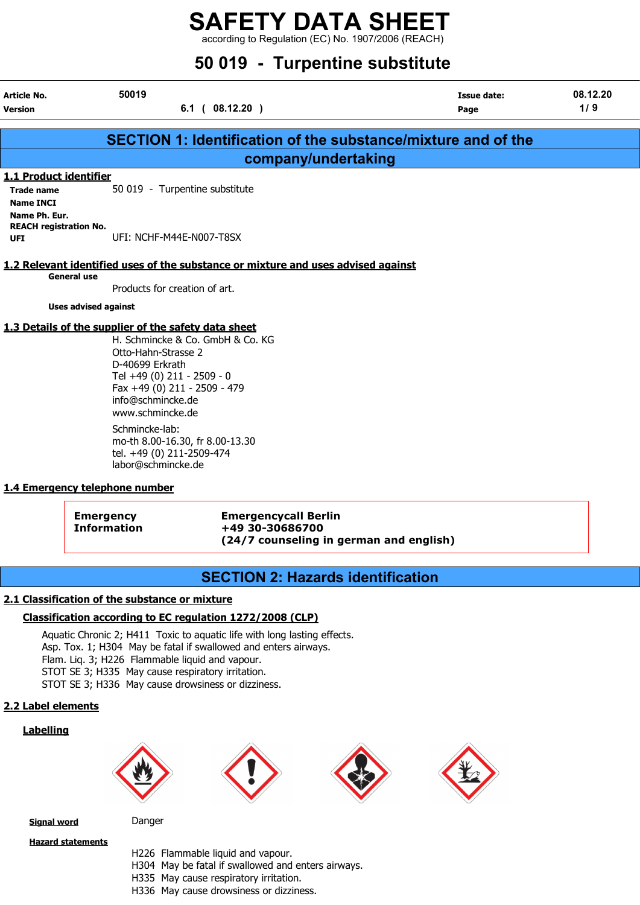# SAFETY DATA SHEET

according to Regulation (EC) No. 1907/2006 (REACH)

# 50 019 - Turpentine substitute

| | | | |
|---|---|---|---|
| **Article No.** | 50019 | **Issue date:** | 08.12.20 |
| **Version** | 6.1 ( 08.12.20 ) | **Page** | 1/ 9 |

## SECTION 1: Identification of the substance/mixture and of the company/undertaking

### 1.1 Product identifier

**Trade name** 50 019 - Turpentine substitute

**Name INCI**

**Name Ph. Eur.**

**REACH registration No.**

**UFI** UFI: NCHF-M44E-N007-T8SX

### 1.2 Relevant identified uses of the substance or mixture and uses advised against

**General use**

Products for creation of art.

**Uses advised against**

### 1.3 Details of the supplier of the safety data sheet

H. Schmincke & Co. GmbH & Co. KG
Otto-Hahn-Strasse 2
D-40699 Erkrath
Tel +49 (0) 211 - 2509 - 0
Fax +49 (0) 211 - 2509 - 479
info@schmincke.de
www.schmincke.de

Schmincke-lab:
mo-th 8.00-16.30, fr 8.00-13.30
tel. +49 (0) 211-2509-474
labor@schmincke.de

### 1.4 Emergency telephone number

| | |
|---|---|
| **Emergency Information** | **Emergencycall Berlin** **+49 30-30686700** **(24/7 counseling in german and english)** |

## SECTION 2: Hazards identification

### 2.1 Classification of the substance or mixture

#### Classification according to EC regulation 1272/2008 (CLP)

Aquatic Chronic 2; H411 Toxic to aquatic life with long lasting effects.
Asp. Tox. 1; H304 May be fatal if swallowed and enters airways.
Flam. Liq. 3; H226 Flammable liquid and vapour.
STOT SE 3; H335 May cause respiratory irritation.
STOT SE 3; H336 May cause drowsiness or dizziness.

### 2.2 Label elements

#### Labelling

**Signal word** Danger

**Hazard statements**

H226 Flammable liquid and vapour.
H304 May be fatal if swallowed and enters airways.
H335 May cause respiratory irritation.
H336 May cause drowsiness or dizziness.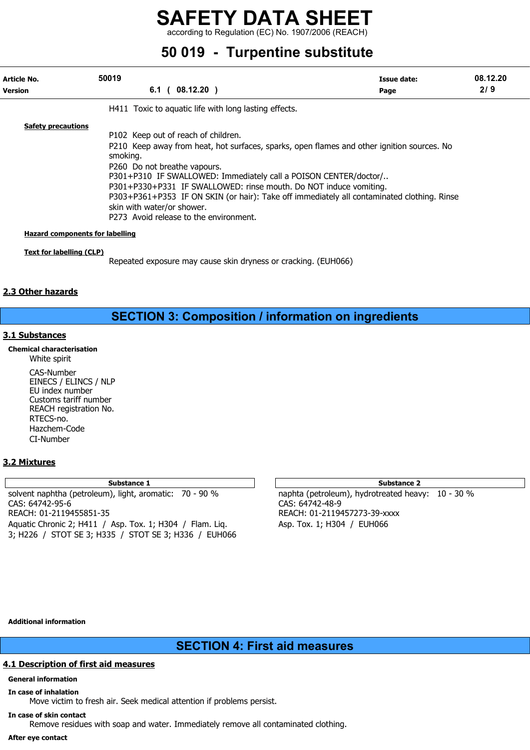H411 Toxic to aquatic life with long lasting effects.

**Safety precautions**

P102 Keep out of reach of children.
P210 Keep away from heat, hot surfaces, sparks, open flames and other ignition sources. No smoking.
P260 Do not breathe vapours.
P301+P310 IF SWALLOWED: Immediately call a POISON CENTER/doctor/..
P301+P330+P331 IF SWALLOWED: rinse mouth. Do NOT induce vomiting.
P303+P361+P353 IF ON SKIN (or hair): Take off immediately all contaminated clothing. Rinse skin with water/or shower.
P273 Avoid release to the environment.

**Hazard components for labelling**

**Text for labelling (CLP)**

Repeated exposure may cause skin dryness or cracking. (EUH066)

## 2.3 Other hazards

# SECTION 3: Composition / information on ingredients

## 3.1 Substances

**Chemical characterisation**

White spirit

CAS-Number
EINECS / ELINCS / NLP
EU index number
Customs tariff number
REACH registration No.
RTECS-no.
Hazchem-Code
CI-Number

## 3.2 Mixtures

| Substance 1 | Substance 2 |
|---|---|
| solvent naphtha (petroleum), light, aromatic: 70 - 90 % | naphta (petroleum), hydrotreated heavy: 10 - 30 % |
| CAS: 64742-95-6 | CAS: 64742-48-9 |
| REACH: 01-2119455851-35 | REACH: 01-2119457273-39-xxxx |
| Aquatic Chronic 2; H411 / Asp. Tox. 1; H304 / Flam. Liq. 3; H226 / STOT SE 3; H335 / STOT SE 3; H336 / EUH066 | Asp. Tox. 1; H304 / EUH066 |

**Additional information**

# SECTION 4: First aid measures

## 4.1 Description of first aid measures

**General information**

**In case of inhalation**

Move victim to fresh air. Seek medical attention if problems persist.

**In case of skin contact**

Remove residues with soap and water. Immediately remove all contaminated clothing.

**After eye contact**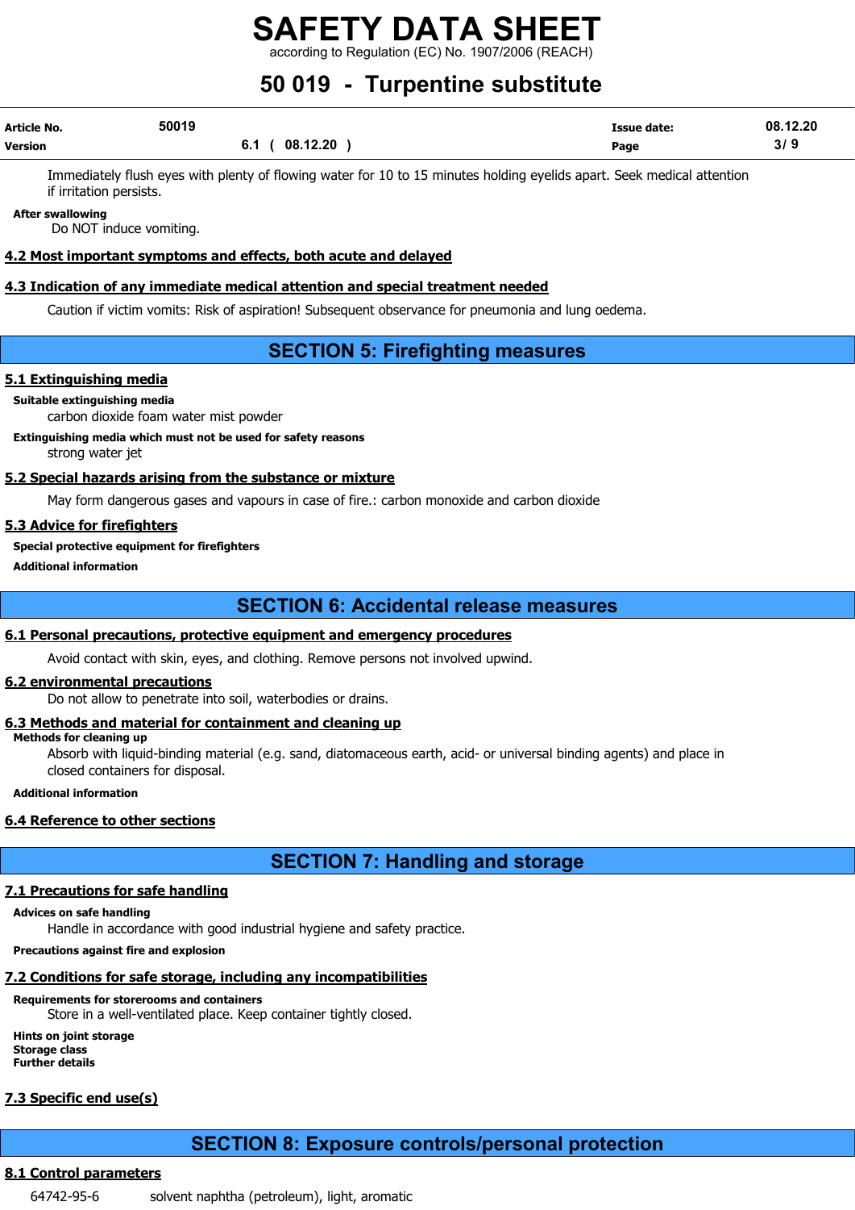Immediately flush eyes with plenty of flowing water for 10 to 15 minutes holding eyelids apart. Seek medical attention if irritation persists.

**After swallowing**

Do NOT induce vomiting.

### 4.2 Most important symptoms and effects, both acute and delayed

### 4.3 Indication of any immediate medical attention and special treatment needed

Caution if victim vomits: Risk of aspiration! Subsequent observance for pneumonia and lung oedema.

## SECTION 5: Firefighting measures

### 5.1 Extinguishing media

**Suitable extinguishing media**

carbon dioxide foam water mist powder

**Extinguishing media which must not be used for safety reasons**

strong water jet

### 5.2 Special hazards arising from the substance or mixture

May form dangerous gases and vapours in case of fire.: carbon monoxide and carbon dioxide

### 5.3 Advice for firefighters

**Special protective equipment for firefighters**

**Additional information**

## SECTION 6: Accidental release measures

### 6.1 Personal precautions, protective equipment and emergency procedures

Avoid contact with skin, eyes, and clothing. Remove persons not involved upwind.

### 6.2 environmental precautions

Do not allow to penetrate into soil, waterbodies or drains.

### 6.3 Methods and material for containment and cleaning up

**Methods for cleaning up**

Absorb with liquid-binding material (e.g. sand, diatomaceous earth, acid- or universal binding agents) and place in closed containers for disposal.

**Additional information**

### 6.4 Reference to other sections

## SECTION 7: Handling and storage

### 7.1 Precautions for safe handling

**Advices on safe handling**

Handle in accordance with good industrial hygiene and safety practice.

**Precautions against fire and explosion**

### 7.2 Conditions for safe storage, including any incompatibilities

**Requirements for storerooms and containers**

Store in a well-ventilated place. Keep container tightly closed.

**Hints on joint storage**
**Storage class**
**Further details**

### 7.3 Specific end use(s)

## SECTION 8: Exposure controls/personal protection

### 8.1 Control parameters

64742-95-6 solvent naphtha (petroleum), light, aromatic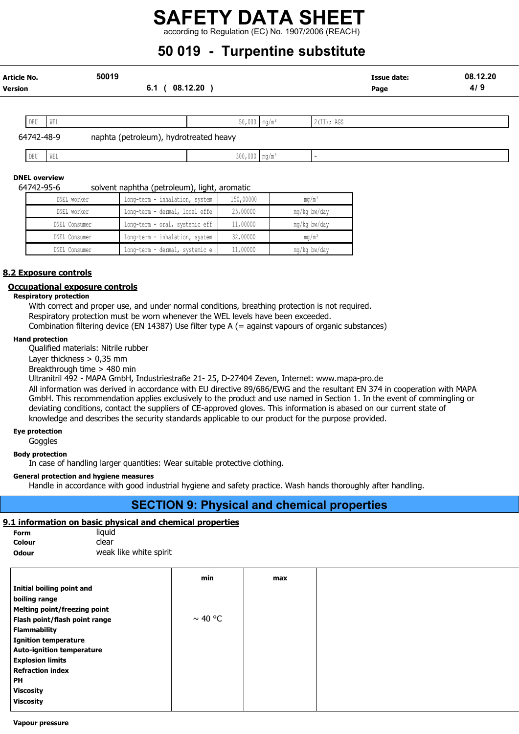| DEU | WEL | 50,000 | mg/m³ | 2(II); AGS |
|---|---|---|---|---|

64742-48-9 naphta (petroleum), hydrotreated heavy

| DEU | WEL | 300,000 | mg/m³ | - |
|---|---|---|---|---|

**DNEL overview**

64742-95-6 solvent naphtha (petroleum), light, aromatic

| DNEL worker | Long-term - inhalation, system | 150,00000 | mg/m³ |
|---|---|---|---|
| DNEL worker | Long-term - dermal, local effe | 25,00000 | mg/kg bw/day |
| DNEL Consumer | Long-term - oral, systemic eff | 11,00000 | mg/kg bw/day |
| DNEL Consumer | Long-term - inhalation, system | 32,00000 | mg/m³ |
| DNEL Consumer | Long-term - dermal, systemic e | 11,00000 | mg/kg bw/day |

## 8.2 Exposure controls

### Occupational exposure controls

**Respiratory protection**

With correct and proper use, and under normal conditions, breathing protection is not required.
Respiratory protection must be worn whenever the WEL levels have been exceeded.
Combination filtering device (EN 14387) Use filter type A (= against vapours of organic substances)

**Hand protection**

Qualified materials: Nitrile rubber
Layer thickness > 0,35 mm
Breakthrough time > 480 min
Ultranitril 492 - MAPA GmbH, Industriestraße 21- 25, D-27404 Zeven, Internet: www.mapa-pro.de
All information was derived in accordance with EU directive 89/686/EWG and the resultant EN 374 in cooperation with MAPA GmbH. This recommendation applies exclusively to the product and use named in Section 1. In the event of commingling or deviating conditions, contact the suppliers of CE-approved gloves. This information is abased on our current state of knowledge and describes the security standards applicable to our product for the purpose provided.

**Eye protection**

Goggles

**Body protection**

In case of handling larger quantities: Wear suitable protective clothing.

**General protection and hygiene measures**

Handle in accordance with good industrial hygiene and safety practice. Wash hands thoroughly after handling.

# SECTION 9: Physical and chemical properties

## 9.1 information on basic physical and chemical properties

**Form** liquid
**Colour** clear
**Odour** weak like white spirit

| | min | max | |
|---|---|---|---|
| **Initial boiling point and boiling range** | | | |
| **Melting point/freezing point** | | | |
| **Flash point/flash point range** | ~ 40 °C | | |
| **Flammability** | | | |
| **Ignition temperature** | | | |
| **Auto-ignition temperature** | | | |
| **Explosion limits** | | | |
| **Refraction index** | | | |
| **PH** | | | |
| **Viscosity** | | | |
| **Viscosity** | | | |

**Vapour pressure**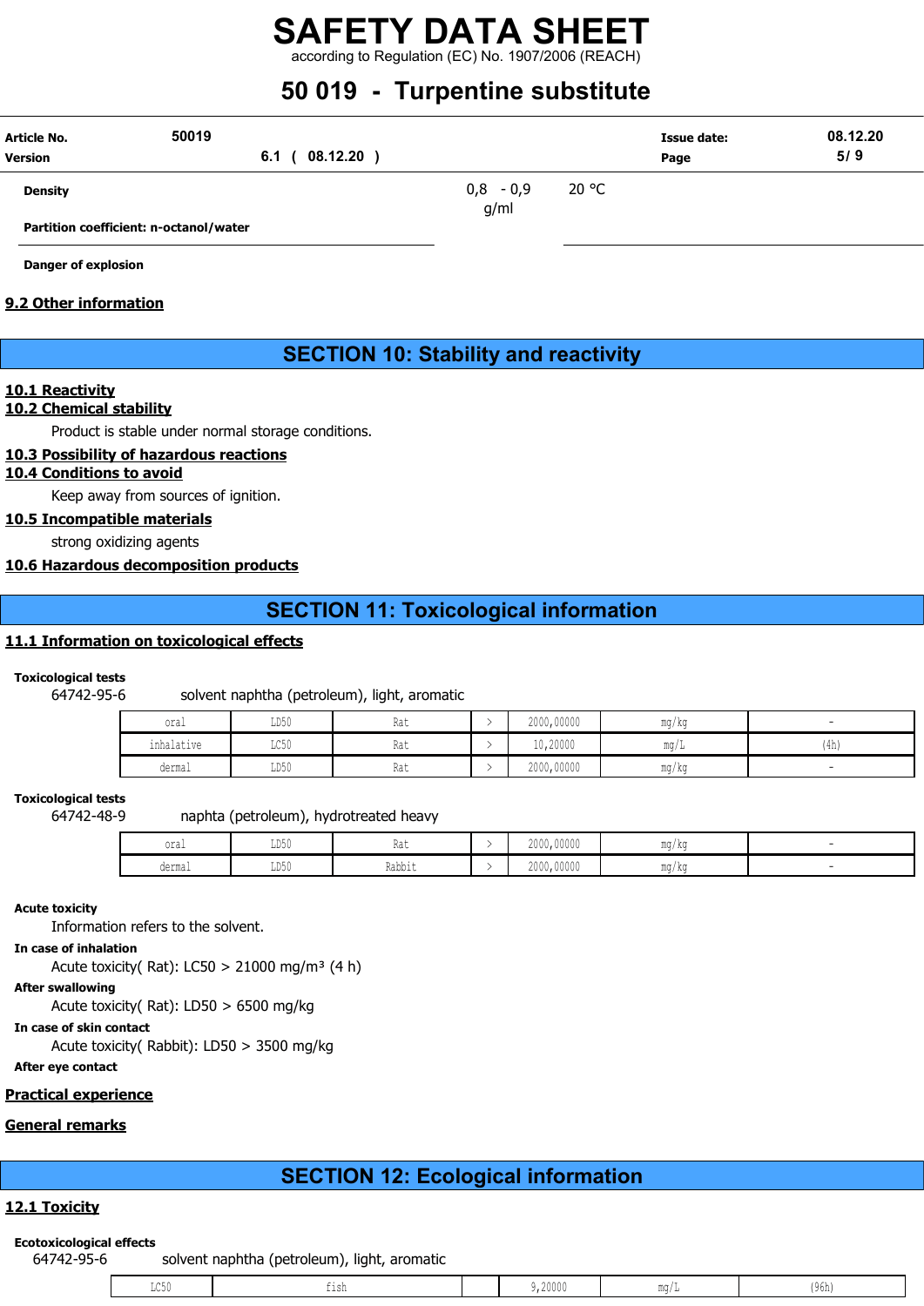| | | |
|---|---|---|
| **Density** | 0,8 - 0,9 g/ml | 20 °C |
| **Partition coefficient: n-octanol/water** | | |

**Danger of explosion**

## 9.2 Other information

# SECTION 10: Stability and reactivity

## 10.1 Reactivity

## 10.2 Chemical stability

Product is stable under normal storage conditions.

## 10.3 Possibility of hazardous reactions

## 10.4 Conditions to avoid

Keep away from sources of ignition.

## 10.5 Incompatible materials

strong oxidizing agents

## 10.6 Hazardous decomposition products

# SECTION 11: Toxicological information

## 11.1 Information on toxicological effects

**Toxicological tests**

64742-95-6 solvent naphtha (petroleum), light, aromatic

| | | | | | | |
|---|---|---|---|---|---|---|
| oral | LD50 | Rat | > | 2000,00000 | mg/kg | - |
| inhalative | LC50 | Rat | > | 10,20000 | mg/L | (4h) |
| dermal | LD50 | Rat | > | 2000,00000 | mg/kg | - |

**Toxicological tests**

64742-48-9 naphta (petroleum), hydrotreated heavy

| | | | | | | |
|---|---|---|---|---|---|---|
| oral | LD50 | Rat | > | 2000,00000 | mg/kg | - |
| dermal | LD50 | Rabbit | > | 2000,00000 | mg/kg | - |

**Acute toxicity**

Information refers to the solvent.

**In case of inhalation**

Acute toxicity( Rat): LC50 > 21000 mg/m³ (4 h)

**After swallowing**

Acute toxicity( Rat): LD50 > 6500 mg/kg

**In case of skin contact**

Acute toxicity( Rabbit): LD50 > 3500 mg/kg

**After eye contact**

## Practical experience

## General remarks

# SECTION 12: Ecological information

## 12.1 Toxicity

**Ecotoxicological effects**

64742-95-6 solvent naphtha (petroleum), light, aromatic

| | | | | | |
|---|---|---|---|---|---|
| LC50 | fish | | 9,20000 | mg/L | (96h) |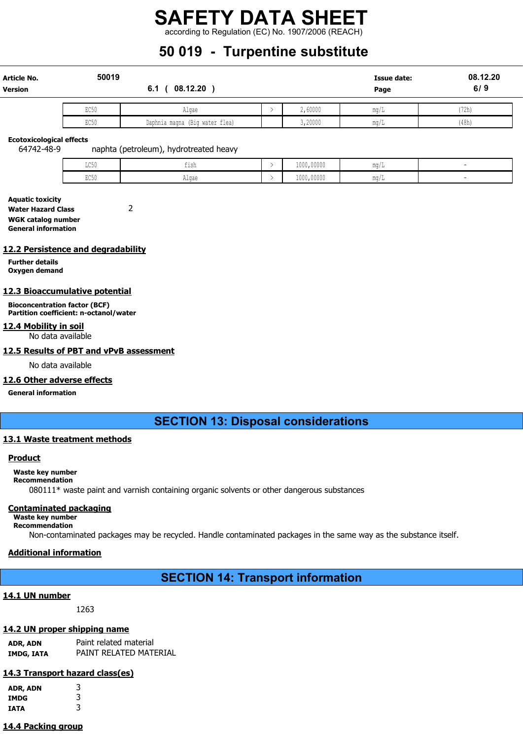| EC50 | Algae | > | 2,60000 | mg/L | (72h) |
|---|---|---|---|---|---|
| EC50 | Daphnia magna (Big water flea) | | 3,20000 | mg/L | (48h) |

**Ecotoxicological effects**

64742-48-9 naphta (petroleum), hydrotreated heavy

| LC50 | fish | > | 1000,00000 | mg/L | - |
|---|---|---|---|---|---|
| EC50 | Algae | > | 1000,00000 | mg/L | - |

**Aquatic toxicity**

**Water Hazard Class** 2

**WGK catalog number**

**General information**

## 12.2 Persistence and degradability

**Further details**

**Oxygen demand**

## 12.3 Bioaccumulative potential

**Bioconcentration factor (BCF)**

**Partition coefficient: n-octanol/water**

## 12.4 Mobility in soil

No data available

## 12.5 Results of PBT and vPvB assessment

No data available

## 12.6 Other adverse effects

**General information**

# SECTION 13: Disposal considerations

## 13.1 Waste treatment methods

### Product

**Waste key number**

**Recommendation**

080111* waste paint and varnish containing organic solvents or other dangerous substances

### Contaminated packaging

**Waste key number**

**Recommendation**

Non-contaminated packages may be recycled. Handle contaminated packages in the same way as the substance itself.

### Additional information

# SECTION 14: Transport information

## 14.1 UN number

1263

## 14.2 UN proper shipping name

**ADR, ADN** Paint related material

**IMDG, IATA** PAINT RELATED MATERIAL

## 14.3 Transport hazard class(es)

**ADR, ADN** 3

**IMDG** 3

**IATA** 3

## 14.4 Packing group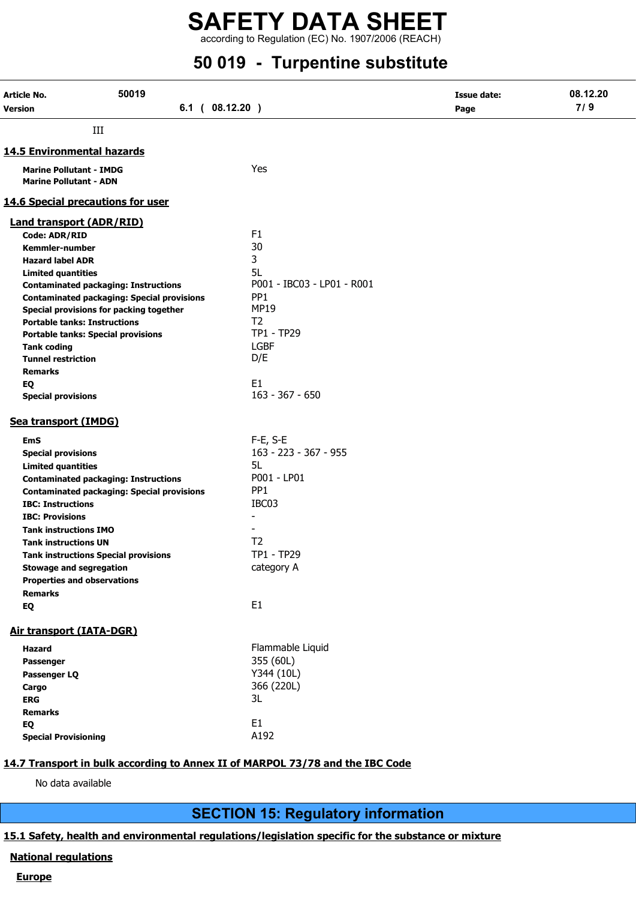III

## 14.5 Environmental hazards

| | |
|---|---|
| **Marine Pollutant - IMDG** | Yes |
| **Marine Pollutant - ADN** | |

## 14.6 Special precautions for user

### Land transport (ADR/RID)

| | |
|---|---|
| **Code: ADR/RID** | F1 |
| **Kemmler-number** | 30 |
| **Hazard label ADR** | 3 |
| **Limited quantities** | 5L |
| **Contaminated packaging: Instructions** | P001 - IBC03 - LP01 - R001 |
| **Contaminated packaging: Special provisions** | PP1 |
| **Special provisions for packing together** | MP19 |
| **Portable tanks: Instructions** | T2 |
| **Portable tanks: Special provisions** | TP1 - TP29 |
| **Tank coding** | LGBF |
| **Tunnel restriction** | D/E |
| **Remarks** | |
| **EQ** | E1 |
| **Special provisions** | 163 - 367 - 650 |

### Sea transport (IMDG)

| | |
|---|---|
| **EmS** | F-E, S-E |
| **Special provisions** | 163 - 223 - 367 - 955 |
| **Limited quantities** | 5L |
| **Contaminated packaging: Instructions** | P001 - LP01 |
| **Contaminated packaging: Special provisions** | PP1 |
| **IBC: Instructions** | IBC03 |
| **IBC: Provisions** | - |
| **Tank instructions IMO** | - |
| **Tank instructions UN** | T2 |
| **Tank instructions Special provisions** | TP1 - TP29 |
| **Stowage and segregation** | category A |
| **Properties and observations** | |
| **Remarks** | |
| **EQ** | E1 |

### Air transport (IATA-DGR)

| | |
|---|---|
| **Hazard** | Flammable Liquid |
| **Passenger** | 355 (60L) |
| **Passenger LQ** | Y344 (10L) |
| **Cargo** | 366 (220L) |
| **ERG** | 3L |
| **Remarks** | |
| **EQ** | E1 |
| **Special Provisioning** | A192 |

## 14.7 Transport in bulk according to Annex II of MARPOL 73/78 and the IBC Code

No data available

# SECTION 15: Regulatory information

## 15.1 Safety, health and environmental regulations/legislation specific for the substance or mixture

### National regulations

#### Europe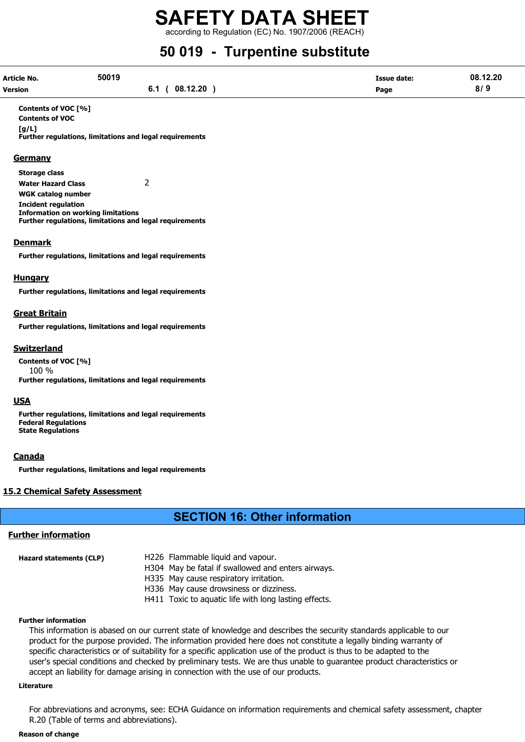**Contents of VOC [%]**

**Contents of VOC [g/L]**

**Further regulations, limitations and legal requirements**

### Germany

**Storage class**

**Water Hazard Class** 2

**WGK catalog number**

**Incident regulation**

**Information on working limitations**

**Further regulations, limitations and legal requirements**

### Denmark

**Further regulations, limitations and legal requirements**

### Hungary

**Further regulations, limitations and legal requirements**

### Great Britain

**Further regulations, limitations and legal requirements**

### Switzerland

**Contents of VOC [%]**

100 %

**Further regulations, limitations and legal requirements**

### USA

**Further regulations, limitations and legal requirements**

**Federal Regulations**

**State Regulations**

### Canada

**Further regulations, limitations and legal requirements**

## 15.2 Chemical Safety Assessment

# SECTION 16: Other information

### Further information

**Hazard statements (CLP)**

H226 Flammable liquid and vapour.
H304 May be fatal if swallowed and enters airways.
H335 May cause respiratory irritation.
H336 May cause drowsiness or dizziness.
H411 Toxic to aquatic life with long lasting effects.

**Further information**

This information is abased on our current state of knowledge and describes the security standards applicable to our product for the purpose provided. The information provided here does not constitute a legally binding warranty of specific characteristics or of suitability for a specific application use of the product is thus to be adapted to the user's special conditions and checked by preliminary tests. We are thus unable to guarantee product characteristics or accept an liability for damage arising in connection with the use of our products.

**Literature**

For abbreviations and acronyms, see: ECHA Guidance on information requirements and chemical safety assessment, chapter R.20 (Table of terms and abbreviations).

**Reason of change**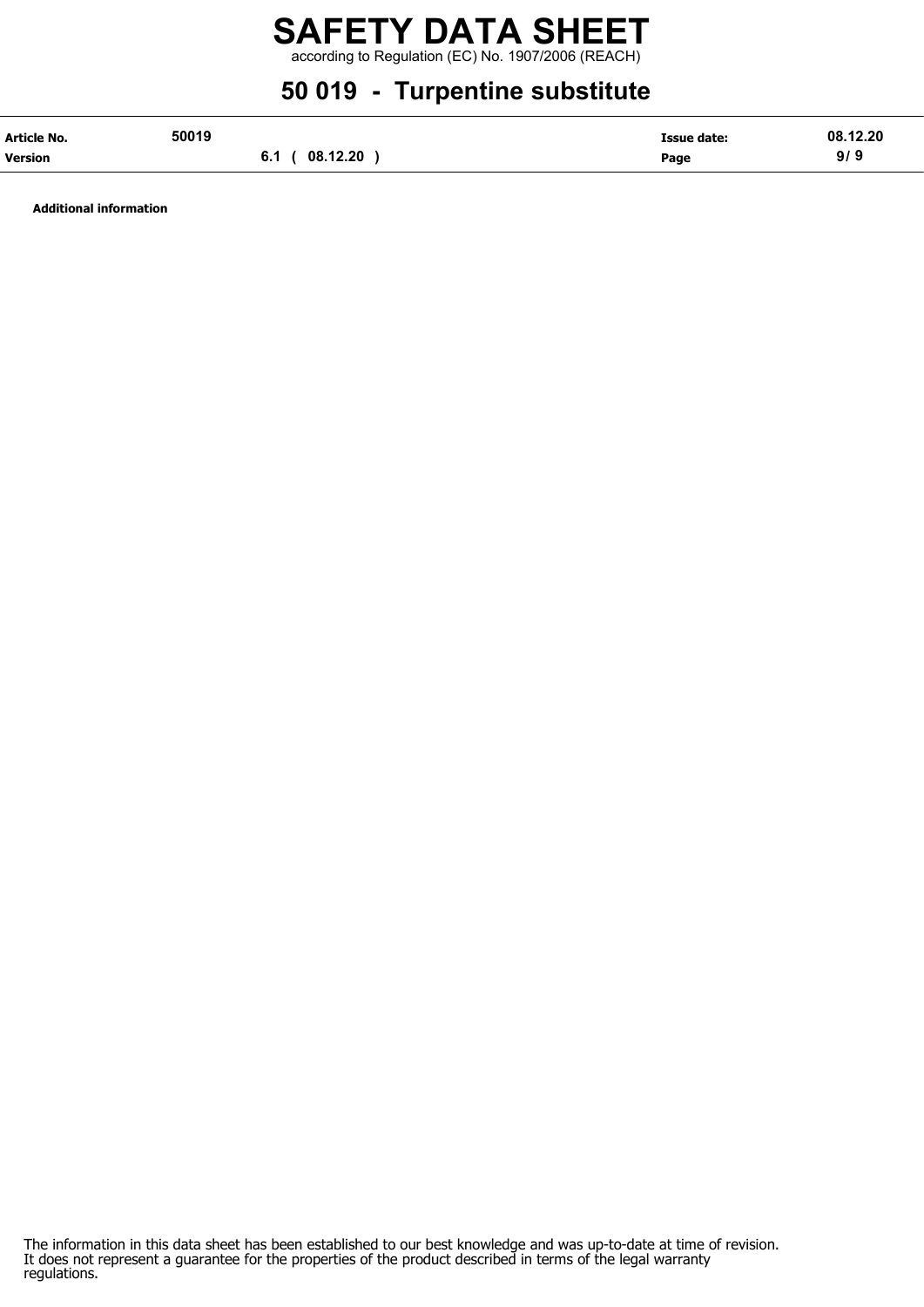**Additional information**

The information in this data sheet has been established to our best knowledge and was up-to-date at time of revision. It does not represent a guarantee for the properties of the product described in terms of the legal warranty regulations.